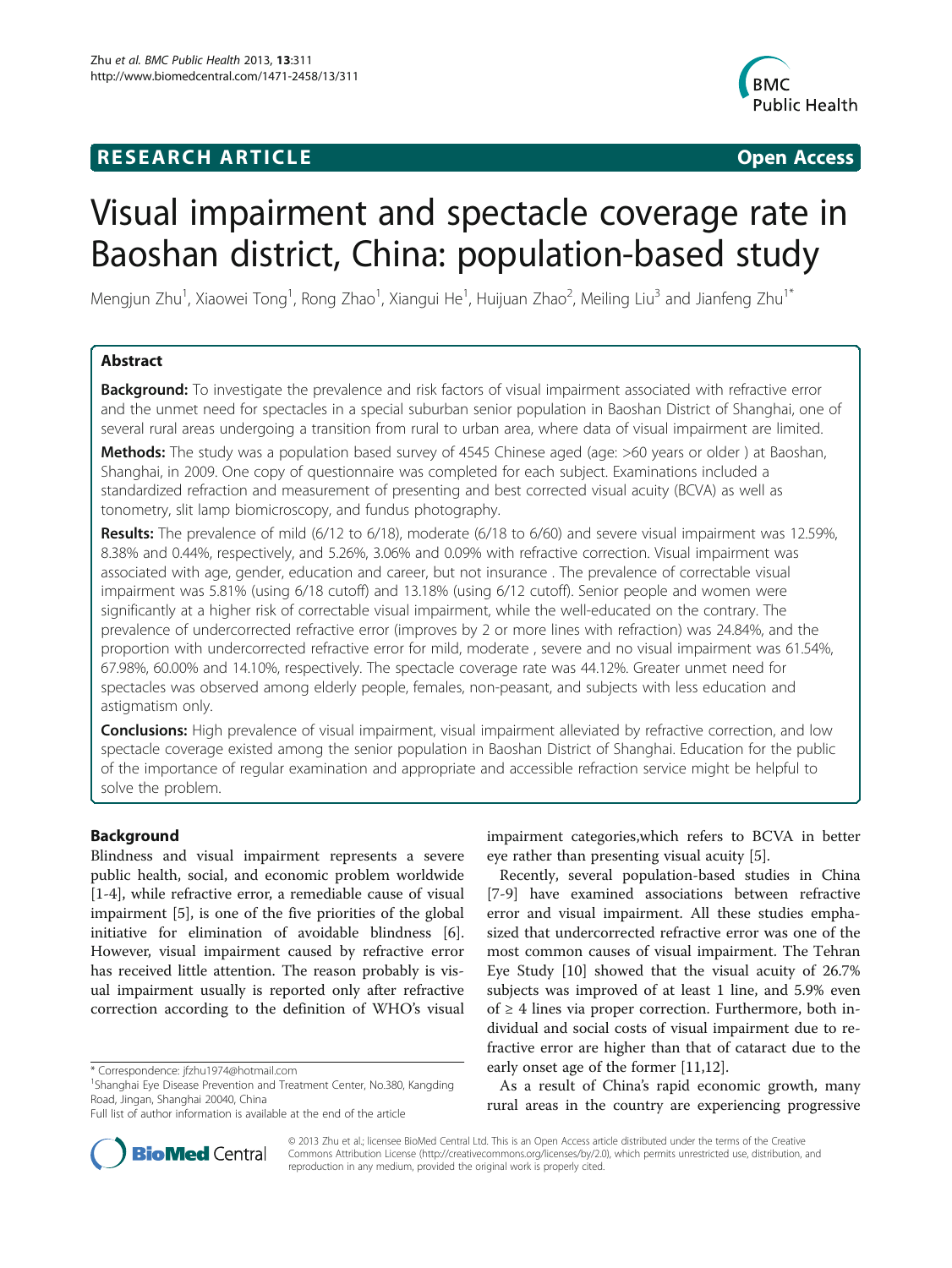**RESEARCH ARTICLE** **Open Access**

# Visual impairment and spectacle coverage rate in Baoshan district, China: population-based study

Mengjun Zhu[1], Xiaowei Tong[1], Rong Zhao[1], Xiangui He[1], Huijuan Zhao[2], Meiling Liu[3] and Jianfeng Zhu[1*]

## Abstract

**Background:** To investigate the prevalence and risk factors of visual impairment associated with refractive error and the unmet need for spectacles in a special suburban senior population in Baoshan District of Shanghai, one of several rural areas undergoing a transition from rural to urban area, where data of visual impairment are limited.

**Methods:** The study was a population based survey of 4545 Chinese aged (age: >60 years or older ) at Baoshan, Shanghai, in 2009. One copy of questionnaire was completed for each subject. Examinations included a standardized refraction and measurement of presenting and best corrected visual acuity (BCVA) as well as tonometry, slit lamp biomicroscopy, and fundus photography.

**Results:** The prevalence of mild (6/12 to 6/18), moderate (6/18 to 6/60) and severe visual impairment was 12.59%, 8.38% and 0.44%, respectively, and 5.26%, 3.06% and 0.09% with refractive correction. Visual impairment was associated with age, gender, education and career, but not insurance . The prevalence of correctable visual impairment was 5.81% (using 6/18 cutoff) and 13.18% (using 6/12 cutoff). Senior people and women were significantly at a higher risk of correctable visual impairment, while the well-educated on the contrary. The prevalence of undercorrected refractive error (improves by 2 or more lines with refraction) was 24.84%, and the proportion with undercorrected refractive error for mild, moderate , severe and no visual impairment was 61.54%, 67.98%, 60.00% and 14.10%, respectively. The spectacle coverage rate was 44.12%. Greater unmet need for spectacles was observed among elderly people, females, non-peasant, and subjects with less education and astigmatism only.

**Conclusions:** High prevalence of visual impairment, visual impairment alleviated by refractive correction, and low spectacle coverage existed among the senior population in Baoshan District of Shanghai. Education for the public of the importance of regular examination and appropriate and accessible refraction service might be helpful to solve the problem.

## Background

Blindness and visual impairment represents a severe public health, social, and economic problem worldwide [1-4], while refractive error, a remediable cause of visual impairment [5], is one of the five priorities of the global initiative for elimination of avoidable blindness [6]. However, visual impairment caused by refractive error has received little attention. The reason probably is visual impairment usually is reported only after refractive correction according to the definition of WHO's visual impairment categories,which refers to BCVA in better eye rather than presenting visual acuity [5].

Recently, several population-based studies in China [7-9] have examined associations between refractive error and visual impairment. All these studies emphasized that undercorrected refractive error was one of the most common causes of visual impairment. The Tehran Eye Study [10] showed that the visual acuity of 26.7% subjects was improved of at least 1 line, and 5.9% even of ≥ 4 lines via proper correction. Furthermore, both individual and social costs of visual impairment due to refractive error are higher than that of cataract due to the early onset age of the former [11,12].

As a result of China's rapid economic growth, many rural areas in the country are experiencing progressive

\* Correspondence: jfzhu1974@hotmail.com
[1]Shanghai Eye Disease Prevention and Treatment Center, No.380, Kangding Road, Jingan, Shanghai 20040, China
Full list of author information is available at the end of the article

© 2013 Zhu et al.; licensee BioMed Central Ltd. This is an Open Access article distributed under the terms of the Creative Commons Attribution License (http://creativecommons.org/licenses/by/2.0), which permits unrestricted use, distribution, and reproduction in any medium, provided the original work is properly cited.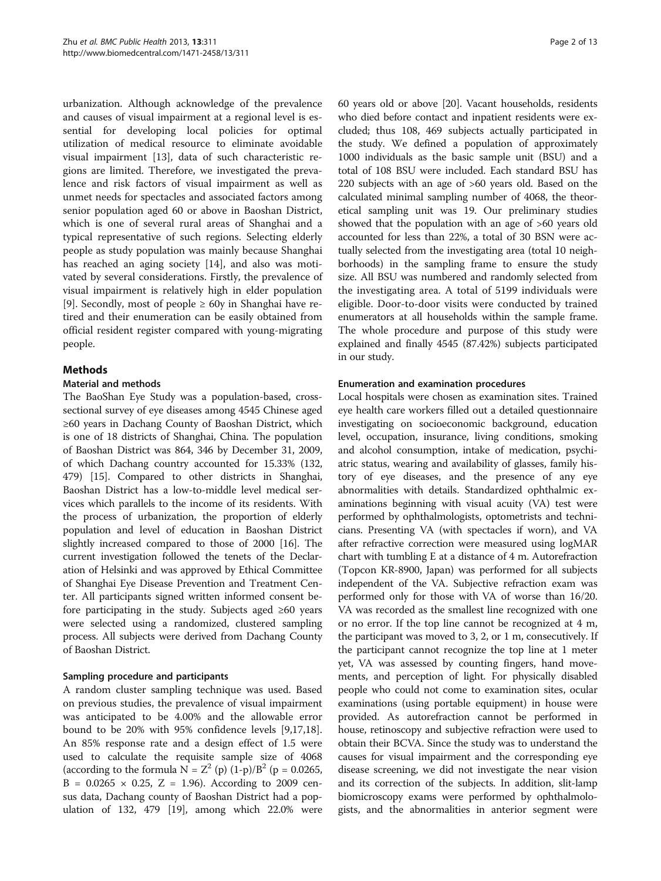urbanization. Although acknowledge of the prevalence and causes of visual impairment at a regional level is essential for developing local policies for optimal utilization of medical resource to eliminate avoidable visual impairment [13], data of such characteristic regions are limited. Therefore, we investigated the prevalence and risk factors of visual impairment as well as unmet needs for spectacles and associated factors among senior population aged 60 or above in Baoshan District, which is one of several rural areas of Shanghai and a typical representative of such regions. Selecting elderly people as study population was mainly because Shanghai has reached an aging society [14], and also was motivated by several considerations. Firstly, the prevalence of visual impairment is relatively high in elder population [9]. Secondly, most of people ≥ 60y in Shanghai have retired and their enumeration can be easily obtained from official resident register compared with young-migrating people.

## Methods

### Material and methods

The BaoShan Eye Study was a population-based, cross-sectional survey of eye diseases among 4545 Chinese aged ≥60 years in Dachang County of Baoshan District, which is one of 18 districts of Shanghai, China. The population of Baoshan District was 864, 346 by December 31, 2009, of which Dachang country accounted for 15.33% (132, 479) [15]. Compared to other districts in Shanghai, Baoshan District has a low-to-middle level medical services which parallels to the income of its residents. With the process of urbanization, the proportion of elderly population and level of education in Baoshan District slightly increased compared to those of 2000 [16]. The current investigation followed the tenets of the Declaration of Helsinki and was approved by Ethical Committee of Shanghai Eye Disease Prevention and Treatment Center. All participants signed written informed consent before participating in the study. Subjects aged ≥60 years were selected using a randomized, clustered sampling process. All subjects were derived from Dachang County of Baoshan District.

### Sampling procedure and participants

A random cluster sampling technique was used. Based on previous studies, the prevalence of visual impairment was anticipated to be 4.00% and the allowable error bound to be 20% with 95% confidence levels [9,17,18]. An 85% response rate and a design effect of 1.5 were used to calculate the requisite sample size of 4068 (according to the formula $N = Z^2$ (p) (1-p)/$B^2$ (p = 0.0265, B = 0.0265 × 0.25, Z = 1.96). According to 2009 census data, Dachang county of Baoshan District had a population of 132, 479 [19], among which 22.0% were 60 years old or above [20]. Vacant households, residents who died before contact and inpatient residents were excluded; thus 108, 469 subjects actually participated in the study. We defined a population of approximately 1000 individuals as the basic sample unit (BSU) and a total of 108 BSU were included. Each standard BSU has 220 subjects with an age of >60 years old. Based on the calculated minimal sampling number of 4068, the theoretical sampling unit was 19. Our preliminary studies showed that the population with an age of >60 years old accounted for less than 22%, a total of 30 BSN were actually selected from the investigating area (total 10 neighborhoods) in the sampling frame to ensure the study size. All BSU was numbered and randomly selected from the investigating area. A total of 5199 individuals were eligible. Door-to-door visits were conducted by trained enumerators at all households within the sample frame. The whole procedure and purpose of this study were explained and finally 4545 (87.42%) subjects participated in our study.

### Enumeration and examination procedures

Local hospitals were chosen as examination sites. Trained eye health care workers filled out a detailed questionnaire investigating on socioeconomic background, education level, occupation, insurance, living conditions, smoking and alcohol consumption, intake of medication, psychiatric status, wearing and availability of glasses, family history of eye diseases, and the presence of any eye abnormalities with details. Standardized ophthalmic examinations beginning with visual acuity (VA) test were performed by ophthalmologists, optometrists and technicians. Presenting VA (with spectacles if worn), and VA after refractive correction were measured using logMAR chart with tumbling E at a distance of 4 m. Autorefraction (Topcon KR-8900, Japan) was performed for all subjects independent of the VA. Subjective refraction exam was performed only for those with VA of worse than 16/20. VA was recorded as the smallest line recognized with one or no error. If the top line cannot be recognized at 4 m, the participant was moved to 3, 2, or 1 m, consecutively. If the participant cannot recognize the top line at 1 meter yet, VA was assessed by counting fingers, hand movements, and perception of light. For physically disabled people who could not come to examination sites, ocular examinations (using portable equipment) in house were provided. As autorefraction cannot be performed in house, retinoscopy and subjective refraction were used to obtain their BCVA. Since the study was to understand the causes for visual impairment and the corresponding eye disease screening, we did not investigate the near vision and its correction of the subjects. In addition, slit-lamp biomicroscopy exams were performed by ophthalmologists, and the abnormalities in anterior segment were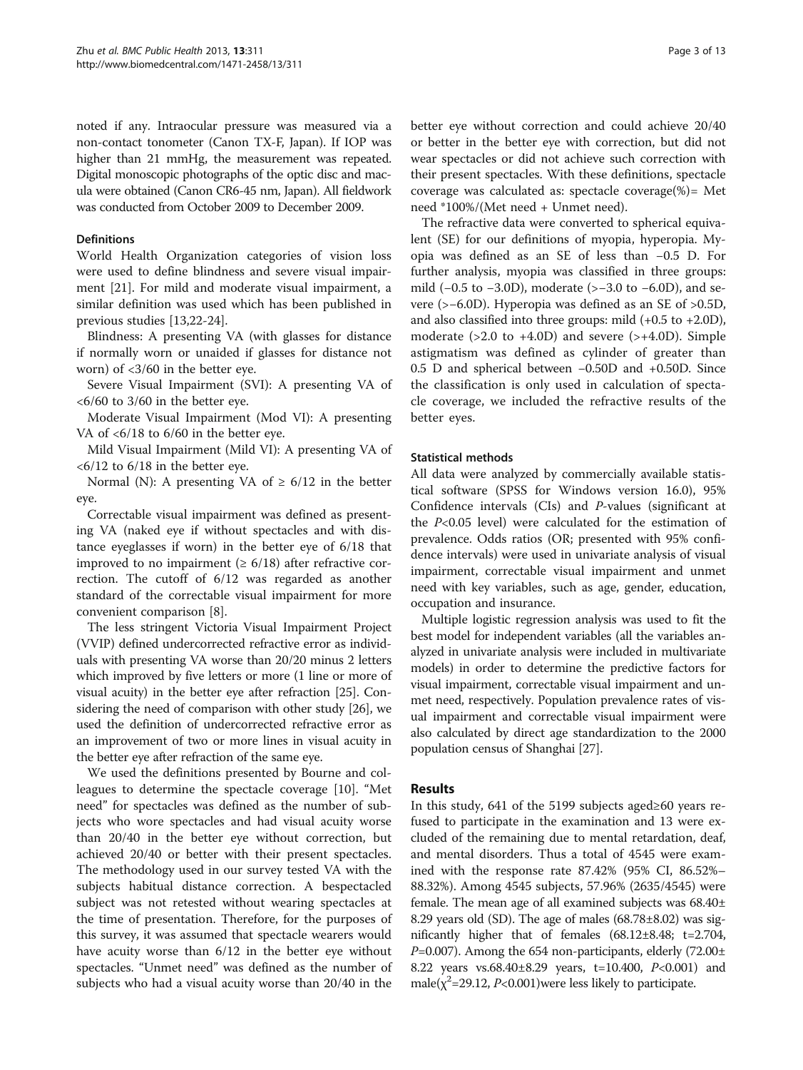noted if any. Intraocular pressure was measured via a non-contact tonometer (Canon TX-F, Japan). If IOP was higher than 21 mmHg, the measurement was repeated. Digital monoscopic photographs of the optic disc and macula were obtained (Canon CR6-45 nm, Japan). All fieldwork was conducted from October 2009 to December 2009.

### Definitions

World Health Organization categories of vision loss were used to define blindness and severe visual impairment [21]. For mild and moderate visual impairment, a similar definition was used which has been published in previous studies [13,22-24].

Blindness: A presenting VA (with glasses for distance if normally worn or unaided if glasses for distance not worn) of <3/60 in the better eye.

Severe Visual Impairment (SVI): A presenting VA of <6/60 to 3/60 in the better eye.

Moderate Visual Impairment (Mod VI): A presenting VA of <6/18 to 6/60 in the better eye.

Mild Visual Impairment (Mild VI): A presenting VA of <6/12 to 6/18 in the better eye.

Normal (N): A presenting VA of ≥ 6/12 in the better eye.

Correctable visual impairment was defined as presenting VA (naked eye if without spectacles and with distance eyeglasses if worn) in the better eye of 6/18 that improved to no impairment (≥ 6/18) after refractive correction. The cutoff of 6/12 was regarded as another standard of the correctable visual impairment for more convenient comparison [8].

The less stringent Victoria Visual Impairment Project (VVIP) defined undercorrected refractive error as individuals with presenting VA worse than 20/20 minus 2 letters which improved by five letters or more (1 line or more of visual acuity) in the better eye after refraction [25]. Considering the need of comparison with other study [26], we used the definition of undercorrected refractive error as an improvement of two or more lines in visual acuity in the better eye after refraction of the same eye.

We used the definitions presented by Bourne and colleagues to determine the spectacle coverage [10]. "Met need" for spectacles was defined as the number of subjects who wore spectacles and had visual acuity worse than 20/40 in the better eye without correction, but achieved 20/40 or better with their present spectacles. The methodology used in our survey tested VA with the subjects habitual distance correction. A bespectacled subject was not retested without wearing spectacles at the time of presentation. Therefore, for the purposes of this survey, it was assumed that spectacle wearers would have acuity worse than 6/12 in the better eye without spectacles. "Unmet need" was defined as the number of subjects who had a visual acuity worse than 20/40 in the better eye without correction and could achieve 20/40 or better in the better eye with correction, but did not wear spectacles or did not achieve such correction with their present spectacles. With these definitions, spectacle coverage was calculated as: spectacle coverage(%)= Met need *100%/(Met need + Unmet need).

The refractive data were converted to spherical equivalent (SE) for our definitions of myopia, hyperopia. Myopia was defined as an SE of less than −0.5 D. For further analysis, myopia was classified in three groups: mild (−0.5 to −3.0D), moderate (>−3.0 to −6.0D), and severe (>−6.0D). Hyperopia was defined as an SE of >0.5D, and also classified into three groups: mild (+0.5 to +2.0D), moderate (>2.0 to +4.0D) and severe (>+4.0D). Simple astigmatism was defined as cylinder of greater than 0.5 D and spherical between −0.50D and +0.50D. Since the classification is only used in calculation of spectacle coverage, we included the refractive results of the better eyes.

### Statistical methods

All data were analyzed by commercially available statistical software (SPSS for Windows version 16.0), 95% Confidence intervals (CIs) and *P*-values (significant at the $P<0.05$ level) were calculated for the estimation of prevalence. Odds ratios (OR; presented with 95% confidence intervals) were used in univariate analysis of visual impairment, correctable visual impairment and unmet need with key variables, such as age, gender, education, occupation and insurance.

Multiple logistic regression analysis was used to fit the best model for independent variables (all the variables analyzed in univariate analysis were included in multivariate models) in order to determine the predictive factors for visual impairment, correctable visual impairment and unmet need, respectively. Population prevalence rates of visual impairment and correctable visual impairment were also calculated by direct age standardization to the 2000 population census of Shanghai [27].

## Results

In this study, 641 of the 5199 subjects aged≥60 years refused to participate in the examination and 13 were excluded of the remaining due to mental retardation, deaf, and mental disorders. Thus a total of 4545 were examined with the response rate 87.42% (95% CI, 86.52%–88.32%). Among 4545 subjects, 57.96% (2635/4545) were female. The mean age of all examined subjects was 68.40± 8.29 years old (SD). The age of males (68.78±8.02) was significantly higher that of females (68.12±8.48; t=2.704, $P$=0.007). Among the 654 non-participants, elderly (72.00± 8.22 years vs.68.40±8.29 years, t=10.400, $P<0.001$) and male($\chi^2$=29.12, $P<0.001$)were less likely to participate.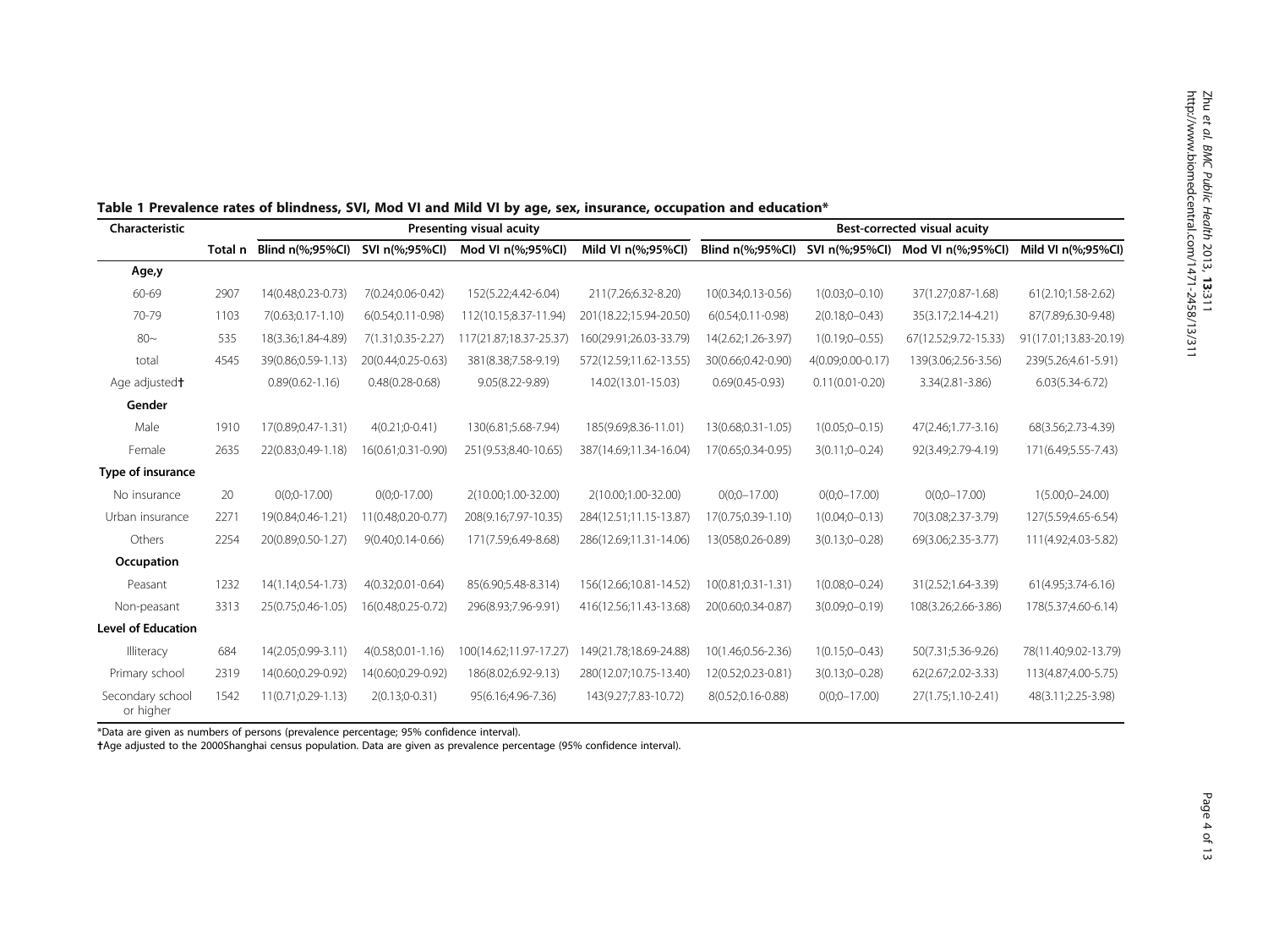**Table 1 Prevalence rates of blindness, SVI, Mod VI and Mild VI by age, sex, insurance, occupation and education***

| Characteristic | | Presenting visual acuity | | | | Best-corrected visual acuity | | | |
|---|---|---|---|---|---|---|---|---|---|
| | Total n | Blind n(%;95%CI) | SVI n(%;95%CI) | Mod VI n(%;95%CI) | Mild VI n(%;95%CI) | Blind n(%;95%CI) | SVI n(%;95%CI) | Mod VI n(%;95%CI) | Mild VI n(%;95%CI) |
| **Age,y** | | | | | | | | | |
| 60-69 | 2907 | 14(0.48;0.23-0.73) | 7(0.24;0.06-0.42) | 152(5.22;4.42-6.04) | 211(7.26;6.32-8.20) | 10(0.34;0.13-0.56) | 1(0.03;0–0.10) | 37(1.27;0.87-1.68) | 61(2.10;1.58-2.62) |
| 70-79 | 1103 | 7(0.63;0.17-1.10) | 6(0.54;0.11-0.98) | 112(10.15;8.37-11.94) | 201(18.22;15.94-20.50) | 6(0.54;0.11-0.98) | 2(0.18;0–0.43) | 35(3.17;2.14-4.21) | 87(7.89;6.30-9.48) |
| 80~ | 535 | 18(3.36;1.84-4.89) | 7(1.31;0.35-2.27) | 117(21.87;18.37-25.37) | 160(29.91;26.03-33.79) | 14(2.62;1.26-3.97) | 1(0.19;0–0.55) | 67(12.52;9.72-15.33) | 91(17.01;13.83-20.19) |
| total | 4545 | 39(0.86;0.59-1.13) | 20(0.44;0.25-0.63) | 381(8.38;7.58-9.19) | 572(12.59;11.62-13.55) | 30(0.66;0.42-0.90) | 4(0.09;0.00-0.17) | 139(3.06;2.56-3.56) | 239(5.26;4.61-5.91) |
| Age adjusted† | | 0.89(0.62-1.16) | 0.48(0.28-0.68) | 9.05(8.22-9.89) | 14.02(13.01-15.03) | 0.69(0.45-0.93) | 0.11(0.01-0.20) | 3.34(2.81-3.86) | 6.03(5.34-6.72) |
| **Gender** | | | | | | | | | |
| Male | 1910 | 17(0.89;0.47-1.31) | 4(0.21;0-0.41) | 130(6.81;5.68-7.94) | 185(9.69;8.36-11.01) | 13(0.68;0.31-1.05) | 1(0.05;0–0.15) | 47(2.46;1.77-3.16) | 68(3.56;2.73-4.39) |
| Female | 2635 | 22(0.83;0.49-1.18) | 16(0.61;0.31-0.90) | 251(9.53;8.40-10.65) | 387(14.69;11.34-16.04) | 17(0.65;0.34-0.95) | 3(0.11;0–0.24) | 92(3.49;2.79-4.19) | 171(6.49;5.55-7.43) |
| **Type of insurance** | | | | | | | | | |
| No insurance | 20 | 0(0;0-17.00) | 0(0;0-17.00) | 2(10.00;1.00-32.00) | 2(10.00;1.00-32.00) | 0(0;0–17.00) | 0(0;0–17.00) | 0(0;0–17.00) | 1(5.00;0–24.00) |
| Urban insurance | 2271 | 19(0.84;0.46-1.21) | 11(0.48;0.20-0.77) | 208(9.16;7.97-10.35) | 284(12.51;11.15-13.87) | 17(0.75;0.39-1.10) | 1(0.04;0–0.13) | 70(3.08;2.37-3.79) | 127(5.59;4.65-6.54) |
| Others | 2254 | 20(0.89;0.50-1.27) | 9(0.40;0.14-0.66) | 171(7.59;6.49-8.68) | 286(12.69;11.31-14.06) | 13(058;0.26-0.89) | 3(0.13;0–0.28) | 69(3.06;2.35-3.77) | 111(4.92;4.03-5.82) |
| **Occupation** | | | | | | | | | |
| Peasant | 1232 | 14(1.14;0.54-1.73) | 4(0.32;0.01-0.64) | 85(6.90;5.48-8.314) | 156(12.66;10.81-14.52) | 10(0.81;0.31-1.31) | 1(0.08;0–0.24) | 31(2.52;1.64-3.39) | 61(4.95;3.74-6.16) |
| Non-peasant | 3313 | 25(0.75;0.46-1.05) | 16(0.48;0.25-0.72) | 296(8.93;7.96-9.91) | 416(12.56;11.43-13.68) | 20(0.60;0.34-0.87) | 3(0.09;0–0.19) | 108(3.26;2.66-3.86) | 178(5.37;4.60-6.14) |
| **Level of Education** | | | | | | | | | |
| Illiteracy | 684 | 14(2.05;0.99-3.11) | 4(0.58;0.01-1.16) | 100(14.62;11.97-17.27) | 149(21.78;18.69-24.88) | 10(1.46;0.56-2.36) | 1(0.15;0–0.43) | 50(7.31;5.36-9.26) | 78(11.40;9.02-13.79) |
| Primary school | 2319 | 14(0.60;0.29-0.92) | 14(0.60;0.29-0.92) | 186(8.02;6.92-9.13) | 280(12.07;10.75-13.40) | 12(0.52;0.23-0.81) | 3(0.13;0–0.28) | 62(2.67;2.02-3.33) | 113(4.87;4.00-5.75) |
| Secondary school or higher | 1542 | 11(0.71;0.29-1.13) | 2(0.13;0-0.31) | 95(6.16;4.96-7.36) | 143(9.27;7.83-10.72) | 8(0.52;0.16-0.88) | 0(0;0–17.00) | 27(1.75;1.10-2.41) | 48(3.11;2.25-3.98) |

*Data are given as numbers of persons (prevalence percentage; 95% confidence interval).

†Age adjusted to the 2000Shanghai census population. Data are given as prevalence percentage (95% confidence interval).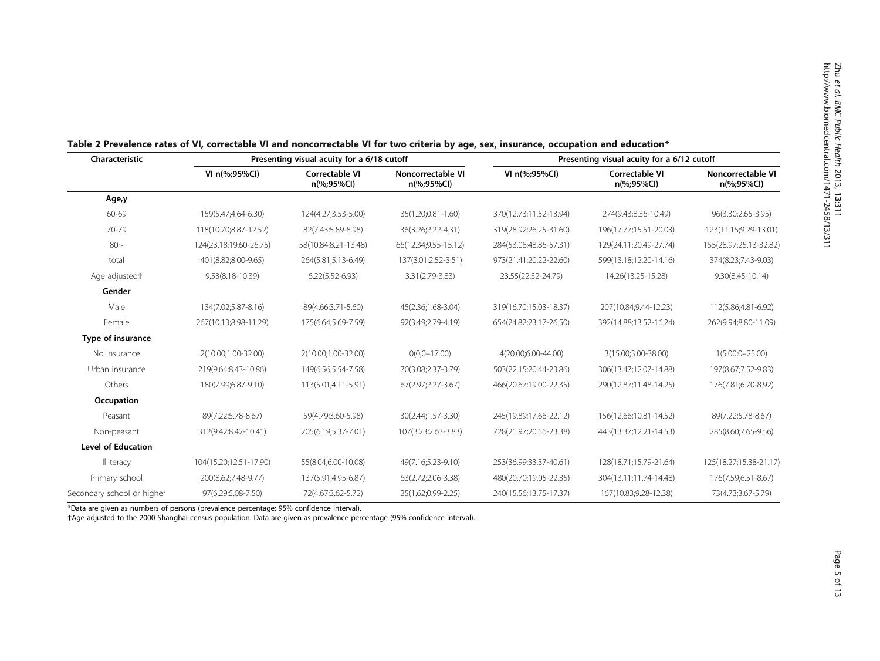**Table 2 Prevalence rates of VI, correctable VI and noncorrectable VI for two criteria by age, sex, insurance, occupation and education***

| Characteristic | Presenting visual acuity for a 6/18 cutoff | | | Presenting visual acuity for a 6/12 cutoff | | |
|---|---|---|---|---|---|---|
| | VI n(%;95%CI) | Correctable VI n(%;95%CI) | Noncorrectable VI n(%;95%CI) | VI n(%;95%CI) | Correctable VI n(%;95%CI) | Noncorrectable VI n(%;95%CI) |
| **Age,y** | | | | | | |
| 60-69 | 159(5.47;4.64-6.30) | 124(4.27;3.53-5.00) | 35(1.20;0.81-1.60) | 370(12.73;11.52-13.94) | 274(9.43;8.36-10.49) | 96(3.30;2.65-3.95) |
| 70-79 | 118(10.70;8.87-12.52) | 82(7.43;5.89-8.98) | 36(3.26;2.22-4.31) | 319(28.92;26.25-31.60) | 196(17.77;15.51-20.03) | 123(11.15;9.29-13.01) |
| 80~ | 124(23.18;19.60-26.75) | 58(10.84;8.21-13.48) | 66(12.34;9.55-15.12) | 284(53.08;48.86-57.31) | 129(24.11;20.49-27.74) | 155(28.97;25.13-32.82) |
| total | 401(8.82;8.00-9.65) | 264(5.81;5.13-6.49) | 137(3.01;2.52-3.51) | 973(21.41;20.22-22.60) | 599(13.18;12.20-14.16) | 374(8.23;7.43-9.03) |
| Age adjusted† | 9.53(8.18-10.39) | 6.22(5.52-6.93) | 3.31(2.79-3.83) | 23.55(22.32-24.79) | 14.26(13.25-15.28) | 9.30(8.45-10.14) |
| **Gender** | | | | | | |
| Male | 134(7.02;5.87-8.16) | 89(4.66;3.71-5.60) | 45(2.36;1.68-3.04) | 319(16.70;15.03-18.37) | 207(10.84;9.44-12.23) | 112(5.86;4.81-6.92) |
| Female | 267(10.13;8.98-11.29) | 175(6.64;5.69-7.59) | 92(3.49;2.79-4.19) | 654(24.82;23.17-26.50) | 392(14.88;13.52-16.24) | 262(9.94;8.80-11.09) |
| **Type of insurance** | | | | | | |
| No insurance | 2(10.00;1.00-32.00) | 2(10.00;1.00-32.00) | 0(0;0–17.00) | 4(20.00;6.00-44.00) | 3(15.00;3.00-38.00) | 1(5.00;0–25.00) |
| Urban insurance | 219(9.64;8.43-10.86) | 149(6.56;5.54-7.58) | 70(3.08;2.37-3.79) | 503(22.15;20.44-23.86) | 306(13.47;12.07-14.88) | 197(8.67;7.52-9.83) |
| Others | 180(7.99;6.87-9.10) | 113(5.01;4.11-5.91) | 67(2.97;2.27-3.67) | 466(20.67;19.00-22.35) | 290(12.87;11.48-14.25) | 176(7.81;6.70-8.92) |
| **Occupation** | | | | | | |
| Peasant | 89(7.22;5.78-8.67) | 59(4.79;3.60-5.98) | 30(2.44;1.57-3.30) | 245(19.89;17.66-22.12) | 156(12.66;10.81-14.52) | 89(7.22;5.78-8.67) |
| Non-peasant | 312(9.42;8.42-10.41) | 205(6.19;5.37-7.01) | 107(3.23;2.63-3.83) | 728(21.97;20.56-23.38) | 443(13.37;12.21-14.53) | 285(8.60;7.65-9.56) |
| **Level of Education** | | | | | | |
| Illiteracy | 104(15.20;12.51-17.90) | 55(8.04;6.00-10.08) | 49(7.16;5.23-9.10) | 253(36.99;33.37-40.61) | 128(18.71;15.79-21.64) | 125(18.27;15.38-21.17) |
| Primary school | 200(8.62;7.48-9.77) | 137(5.91;4.95-6.87) | 63(2.72;2.06-3.38) | 480(20.70;19.05-22.35) | 304(13.11;11.74-14.48) | 176(7.59;6.51-8.67) |
| Secondary school or higher | 97(6.29;5.08-7.50) | 72(4.67;3.62-5.72) | 25(1.62;0.99-2.25) | 240(15.56;13.75-17.37) | 167(10.83;9.28-12.38) | 73(4.73;3.67-5.79) |

*Data are given as numbers of persons (prevalence percentage; 95% confidence interval).

†Age adjusted to the 2000 Shanghai census population. Data are given as prevalence percentage (95% confidence interval).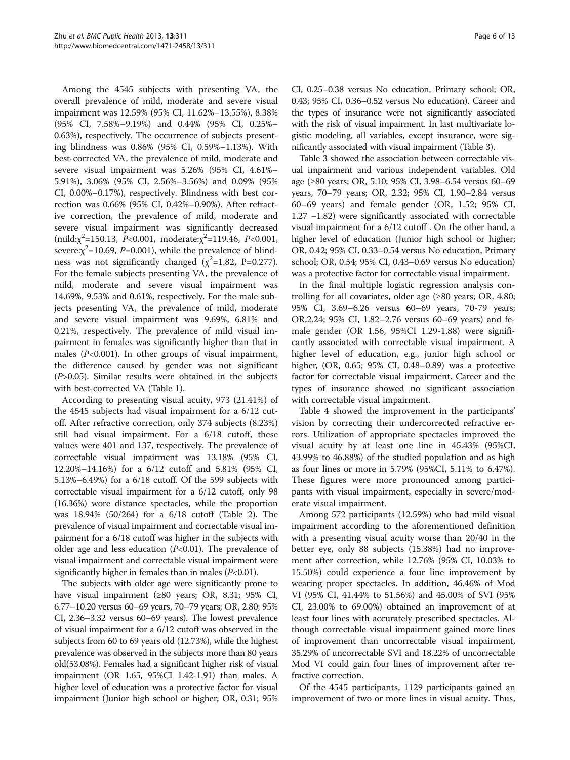Among the 4545 subjects with presenting VA, the overall prevalence of mild, moderate and severe visual impairment was 12.59% (95% CI, 11.62%–13.55%), 8.38% (95% CI, 7.58%–9.19%) and 0.44% (95% CI, 0.25%–0.63%), respectively. The occurrence of subjects presenting blindness was 0.86% (95% CI, 0.59%–1.13%). With best-corrected VA, the prevalence of mild, moderate and severe visual impairment was 5.26% (95% CI, 4.61%–5.91%), 3.06% (95% CI, 2.56%–3.56%) and 0.09% (95% CI, 0.00%–0.17%), respectively. Blindness with best correction was 0.66% (95% CI, 0.42%–0.90%). After refractive correction, the prevalence of mild, moderate and severe visual impairment was significantly decreased (mild:$\chi^2$=150.13, $P$<0.001, moderate:$\chi^2$=119.46, $P$<0.001, severe:$\chi^2$=10.69, $P$=0.001), while the prevalence of blindness was not significantly changed ($\chi^2$=1.82, P=0.277). For the female subjects presenting VA, the prevalence of mild, moderate and severe visual impairment was 14.69%, 9.53% and 0.61%, respectively. For the male subjects presenting VA, the prevalence of mild, moderate and severe visual impairment was 9.69%, 6.81% and 0.21%, respectively. The prevalence of mild visual impairment in females was significantly higher than that in males ($P$<0.001). In other groups of visual impairment, the difference caused by gender was not significant ($P$>0.05). Similar results were obtained in the subjects with best-corrected VA (Table 1).

According to presenting visual acuity, 973 (21.41%) of the 4545 subjects had visual impairment for a 6/12 cutoff. After refractive correction, only 374 subjects (8.23%) still had visual impairment. For a 6/18 cutoff, these values were 401 and 137, respectively. The prevalence of correctable visual impairment was 13.18% (95% CI, 12.20%–14.16%) for a 6/12 cutoff and 5.81% (95% CI, 5.13%–6.49%) for a 6/18 cutoff. Of the 599 subjects with correctable visual impairment for a 6/12 cutoff, only 98 (16.36%) wore distance spectacles, while the proportion was 18.94% (50/264) for a 6/18 cutoff (Table 2). The prevalence of visual impairment and correctable visual impairment for a 6/18 cutoff was higher in the subjects with older age and less education ($P$<0.01). The prevalence of visual impairment and correctable visual impairment were significantly higher in females than in males ($P$<0.01).

The subjects with older age were significantly prone to have visual impairment (≥80 years; OR, 8.31; 95% CI, 6.77–10.20 versus 60–69 years, 70–79 years; OR, 2.80; 95% CI, 2.36–3.32 versus 60–69 years). The lowest prevalence of visual impairment for a 6/12 cutoff was observed in the subjects from 60 to 69 years old (12.73%), while the highest prevalence was observed in the subjects more than 80 years old(53.08%). Females had a significant higher risk of visual impairment (OR 1.65, 95%CI 1.42-1.91) than males. A higher level of education was a protective factor for visual impairment (Junior high school or higher; OR, 0.31; 95% CI, 0.25–0.38 versus No education, Primary school; OR, 0.43; 95% CI, 0.36–0.52 versus No education). Career and the types of insurance were not significantly associated with the risk of visual impairment. In last multivariate logistic modeling, all variables, except insurance, were significantly associated with visual impairment (Table 3).

Table 3 showed the association between correctable visual impairment and various independent variables. Old age (≥80 years; OR, 5.10; 95% CI, 3.98–6.54 versus 60–69 years, 70–79 years; OR, 2.32; 95% CI, 1.90–2.84 versus 60–69 years) and female gender (OR, 1.52; 95% CI, 1.27 –1.82) were significantly associated with correctable visual impairment for a 6/12 cutoff . On the other hand, a higher level of education (Junior high school or higher; OR, 0.42; 95% CI, 0.33–0.54 versus No education, Primary school; OR, 0.54; 95% CI, 0.43–0.69 versus No education) was a protective factor for correctable visual impairment.

In the final multiple logistic regression analysis controlling for all covariates, older age (≥80 years; OR, 4.80; 95% CI, 3.69–6.26 versus 60–69 years, 70-79 years; OR,2.24; 95% CI, 1.82–2.76 versus 60–69 years) and female gender (OR 1.56, 95%CI 1.29-1.88) were significantly associated with correctable visual impairment. A higher level of education, e.g., junior high school or higher, (OR, 0.65; 95% CI, 0.48–0.89) was a protective factor for correctable visual impairment. Career and the types of insurance showed no significant association with correctable visual impairment.

Table 4 showed the improvement in the participants' vision by correcting their undercorrected refractive errors. Utilization of appropriate spectacles improved the visual acuity by at least one line in 45.43% (95%CI, 43.99% to 46.88%) of the studied population and as high as four lines or more in 5.79% (95%CI, 5.11% to 6.47%). These figures were more pronounced among participants with visual impairment, especially in severe/moderate visual impairment.

Among 572 participants (12.59%) who had mild visual impairment according to the aforementioned definition with a presenting visual acuity worse than 20/40 in the better eye, only 88 subjects (15.38%) had no improvement after correction, while 12.76% (95% CI, 10.03% to 15.50%) could experience a four line improvement by wearing proper spectacles. In addition, 46.46% of Mod VI (95% CI, 41.44% to 51.56%) and 45.00% of SVI (95% CI, 23.00% to 69.00%) obtained an improvement of at least four lines with accurately prescribed spectacles. Although correctable visual impairment gained more lines of improvement than uncorrectable visual impairment, 35.29% of uncorrectable SVI and 18.22% of uncorrectable Mod VI could gain four lines of improvement after refractive correction.

Of the 4545 participants, 1129 participants gained an improvement of two or more lines in visual acuity. Thus,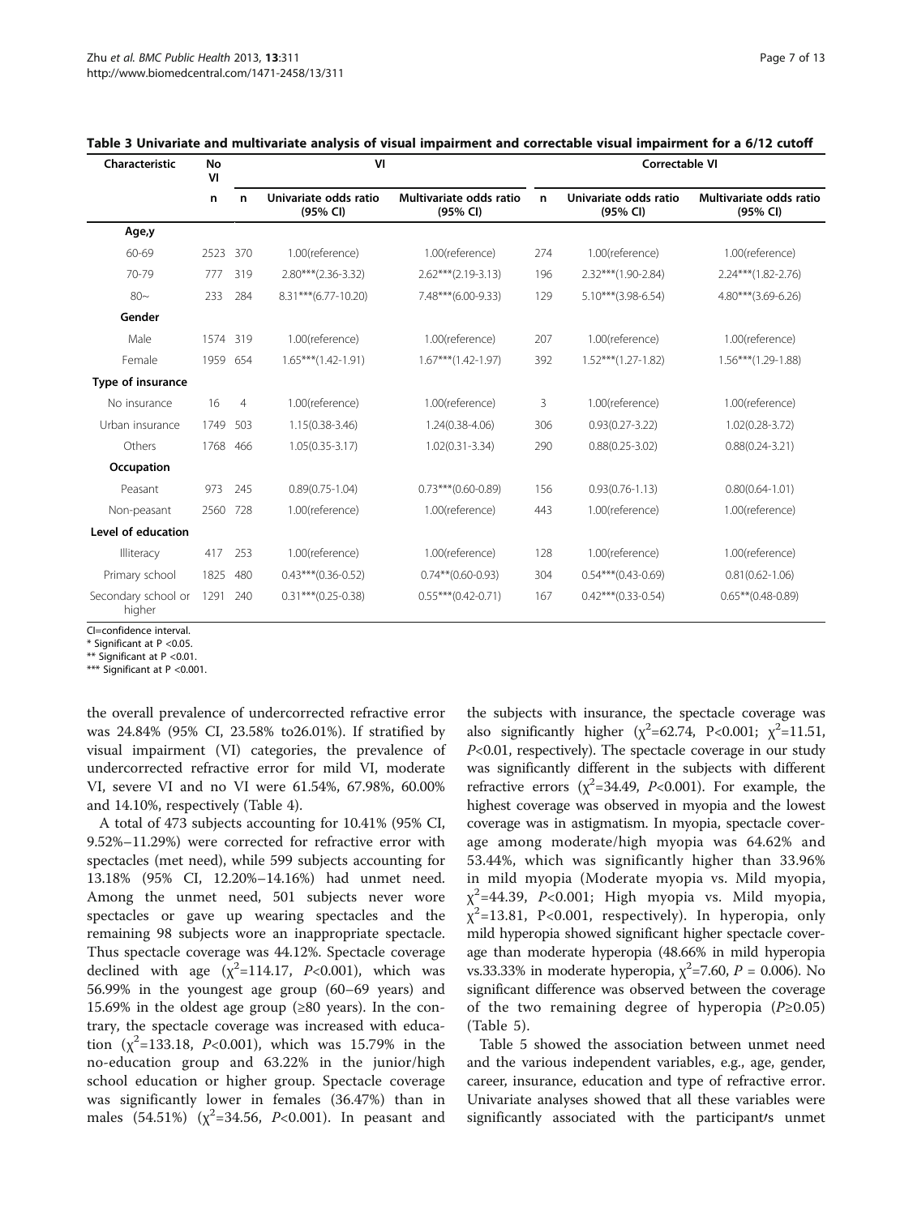**Table 3 Univariate and multivariate analysis of visual impairment and correctable visual impairment for a 6/12 cutoff**

| Characteristic | No VI | VI | | | Correctable VI | | |
|---|---|---|---|---|---|---|---|
| | n | n | Univariate odds ratio (95% CI) | Multivariate odds ratio (95% CI) | n | Univariate odds ratio (95% CI) | Multivariate odds ratio (95% CI) |
| **Age,y** | | | | | | | |
| 60-69 | 2523 | 370 | 1.00(reference) | 1.00(reference) | 274 | 1.00(reference) | 1.00(reference) |
| 70-79 | 777 | 319 | 2.80***(2.36-3.32) | 2.62***(2.19-3.13) | 196 | 2.32***(1.90-2.84) | 2.24***(1.82-2.76) |
| 80~ | 233 | 284 | 8.31***(6.77-10.20) | 7.48***(6.00-9.33) | 129 | 5.10***(3.98-6.54) | 4.80***(3.69-6.26) |
| **Gender** | | | | | | | |
| Male | 1574 | 319 | 1.00(reference) | 1.00(reference) | 207 | 1.00(reference) | 1.00(reference) |
| Female | 1959 | 654 | 1.65***(1.42-1.91) | 1.67***(1.42-1.97) | 392 | 1.52***(1.27-1.82) | 1.56***(1.29-1.88) |
| **Type of insurance** | | | | | | | |
| No insurance | 16 | 4 | 1.00(reference) | 1.00(reference) | 3 | 1.00(reference) | 1.00(reference) |
| Urban insurance | 1749 | 503 | 1.15(0.38-3.46) | 1.24(0.38-4.06) | 306 | 0.93(0.27-3.22) | 1.02(0.28-3.72) |
| Others | 1768 | 466 | 1.05(0.35-3.17) | 1.02(0.31-3.34) | 290 | 0.88(0.25-3.02) | 0.88(0.24-3.21) |
| **Occupation** | | | | | | | |
| Peasant | 973 | 245 | 0.89(0.75-1.04) | 0.73***(0.60-0.89) | 156 | 0.93(0.76-1.13) | 0.80(0.64-1.01) |
| Non-peasant | 2560 | 728 | 1.00(reference) | 1.00(reference) | 443 | 1.00(reference) | 1.00(reference) |
| **Level of education** | | | | | | | |
| Illiteracy | 417 | 253 | 1.00(reference) | 1.00(reference) | 128 | 1.00(reference) | 1.00(reference) |
| Primary school | 1825 | 480 | 0.43***(0.36-0.52) | 0.74**(0.60-0.93) | 304 | 0.54***(0.43-0.69) | 0.81(0.62-1.06) |
| Secondary school or higher | 1291 | 240 | 0.31***(0.25-0.38) | 0.55***(0.42-0.71) | 167 | 0.42***(0.33-0.54) | 0.65**(0.48-0.89) |

CI=confidence interval.
* Significant at P <0.05.
** Significant at P <0.01.
*** Significant at P <0.001.

the overall prevalence of undercorrected refractive error was 24.84% (95% CI, 23.58% to26.01%). If stratified by visual impairment (VI) categories, the prevalence of undercorrected refractive error for mild VI, moderate VI, severe VI and no VI were 61.54%, 67.98%, 60.00% and 14.10%, respectively (Table 4).

A total of 473 subjects accounting for 10.41% (95% CI, 9.52%–11.29%) were corrected for refractive error with spectacles (met need), while 599 subjects accounting for 13.18% (95% CI, 12.20%–14.16%) had unmet need. Among the unmet need, 501 subjects never wore spectacles or gave up wearing spectacles and the remaining 98 subjects wore an inappropriate spectacle. Thus spectacle coverage was 44.12%. Spectacle coverage declined with age ($\chi^2$=114.17, *P*<0.001), which was 56.99% in the youngest age group (60–69 years) and 15.69% in the oldest age group (≥80 years). In the contrary, the spectacle coverage was increased with education ($\chi^2$=133.18, *P*<0.001), which was 15.79% in the no-education group and 63.22% in the junior/high school education or higher group. Spectacle coverage was significantly lower in females (36.47%) than in males (54.51%) ($\chi^2$=34.56, *P*<0.001). In peasant and the subjects with insurance, the spectacle coverage was also significantly higher ($\chi^2$=62.74, P<0.001; $\chi^2$=11.51, *P*<0.01, respectively). The spectacle coverage in our study was significantly different in the subjects with different refractive errors ($\chi^2$=34.49, *P*<0.001). For example, the highest coverage was observed in myopia and the lowest coverage was in astigmatism. In myopia, spectacle coverage among moderate/high myopia was 64.62% and 53.44%, which was significantly higher than 33.96% in mild myopia (Moderate myopia vs. Mild myopia, $\chi^2$=44.39, *P*<0.001; High myopia vs. Mild myopia, $\chi^2$=13.81, P<0.001, respectively). In hyperopia, only mild hyperopia showed significant higher spectacle coverage than moderate hyperopia (48.66% in mild hyperopia vs.33.33% in moderate hyperopia, $\chi^2$=7.60, $P$ = 0.006). No significant difference was observed between the coverage of the two remaining degree of hyperopia (*P*≥0.05) (Table 5).

Table 5 showed the association between unmet need and the various independent variables, e.g., age, gender, career, insurance, education and type of refractive error. Univariate analyses showed that all these variables were significantly associated with the participant′s unmet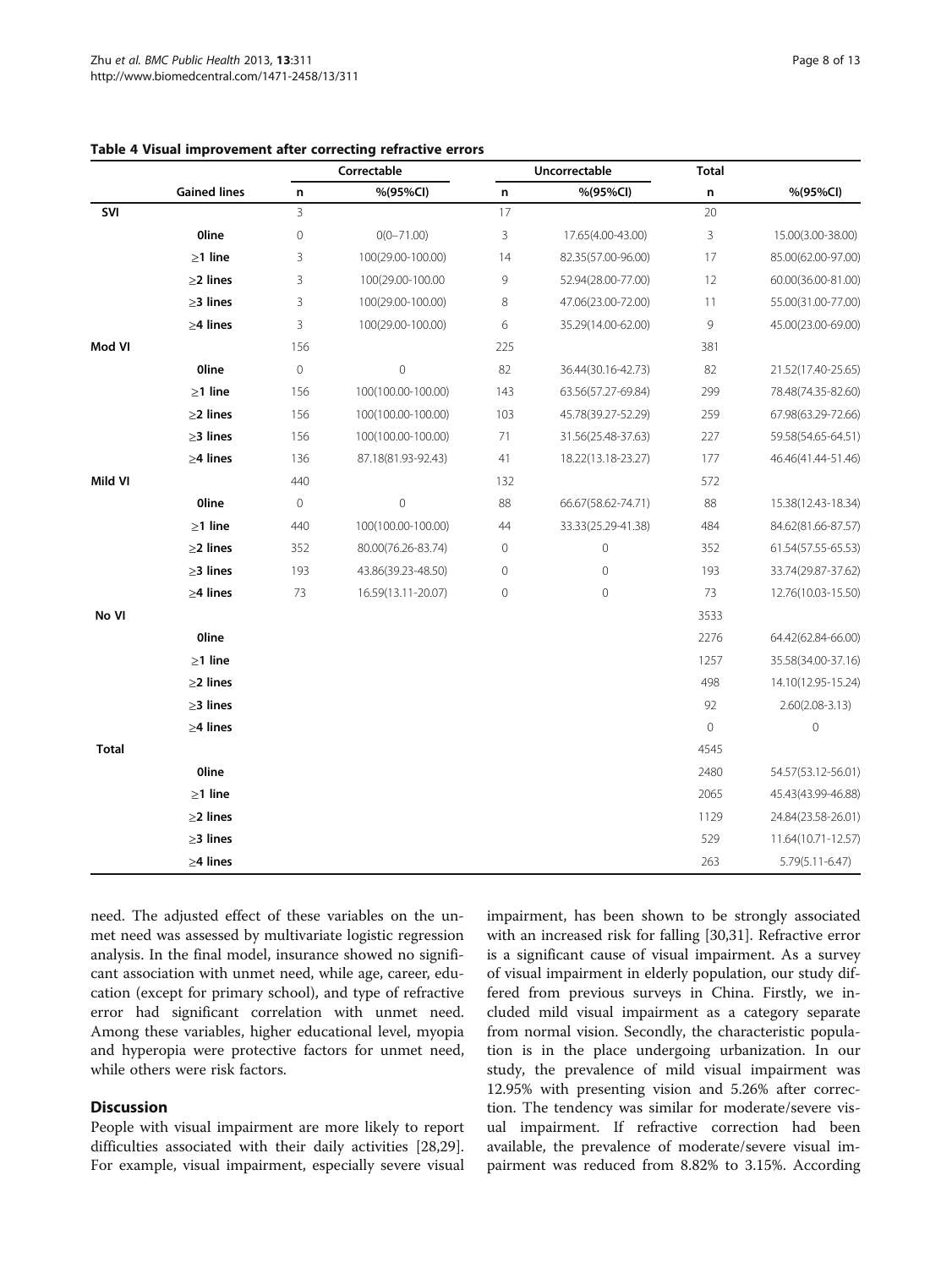**Table 4 Visual improvement after correcting refractive errors**

| | | Correctable | | Uncorrectable | | Total | |
|---|---|---|---|---|---|---|---|
| | **Gained lines** | **n** | **%(95%CI)** | **n** | **%(95%CI)** | **n** | **%(95%CI)** |
| **SVI** | | 3 | | 17 | | 20 | |
| | **0line** | 0 | 0(0–71.00) | 3 | 17.65(4.00-43.00) | 3 | 15.00(3.00-38.00) |
| | ≥**1 line** | 3 | 100(29.00-100.00) | 14 | 82.35(57.00-96.00) | 17 | 85.00(62.00-97.00) |
| | ≥**2 lines** | 3 | 100(29.00-100.00 | 9 | 52.94(28.00-77.00) | 12 | 60.00(36.00-81.00) |
| | ≥**3 lines** | 3 | 100(29.00-100.00) | 8 | 47.06(23.00-72.00) | 11 | 55.00(31.00-77.00) |
| | ≥**4 lines** | 3 | 100(29.00-100.00) | 6 | 35.29(14.00-62.00) | 9 | 45.00(23.00-69.00) |
| **Mod VI** | | 156 | | 225 | | 381 | |
| | **0line** | 0 | 0 | 82 | 36.44(30.16-42.73) | 82 | 21.52(17.40-25.65) |
| | ≥**1 line** | 156 | 100(100.00-100.00) | 143 | 63.56(57.27-69.84) | 299 | 78.48(74.35-82.60) |
| | ≥**2 lines** | 156 | 100(100.00-100.00) | 103 | 45.78(39.27-52.29) | 259 | 67.98(63.29-72.66) |
| | ≥**3 lines** | 156 | 100(100.00-100.00) | 71 | 31.56(25.48-37.63) | 227 | 59.58(54.65-64.51) |
| | ≥**4 lines** | 136 | 87.18(81.93-92.43) | 41 | 18.22(13.18-23.27) | 177 | 46.46(41.44-51.46) |
| **Mild VI** | | 440 | | 132 | | 572 | |
| | **0line** | 0 | 0 | 88 | 66.67(58.62-74.71) | 88 | 15.38(12.43-18.34) |
| | ≥**1 line** | 440 | 100(100.00-100.00) | 44 | 33.33(25.29-41.38) | 484 | 84.62(81.66-87.57) |
| | ≥**2 lines** | 352 | 80.00(76.26-83.74) | 0 | 0 | 352 | 61.54(57.55-65.53) |
| | ≥**3 lines** | 193 | 43.86(39.23-48.50) | 0 | 0 | 193 | 33.74(29.87-37.62) |
| | ≥**4 lines** | 73 | 16.59(13.11-20.07) | 0 | 0 | 73 | 12.76(10.03-15.50) |
| **No VI** | | | | | | 3533 | |
| | **0line** | | | | | 2276 | 64.42(62.84-66.00) |
| | ≥**1 line** | | | | | 1257 | 35.58(34.00-37.16) |
| | ≥**2 lines** | | | | | 498 | 14.10(12.95-15.24) |
| | ≥**3 lines** | | | | | 92 | 2.60(2.08-3.13) |
| | ≥**4 lines** | | | | | 0 | 0 |
| **Total** | | | | | | 4545 | |
| | **0line** | | | | | 2480 | 54.57(53.12-56.01) |
| | ≥**1 line** | | | | | 2065 | 45.43(43.99-46.88) |
| | ≥**2 lines** | | | | | 1129 | 24.84(23.58-26.01) |
| | ≥**3 lines** | | | | | 529 | 11.64(10.71-12.57) |
| | ≥**4 lines** | | | | | 263 | 5.79(5.11-6.47) |

need. The adjusted effect of these variables on the unmet need was assessed by multivariate logistic regression analysis. In the final model, insurance showed no significant association with unmet need, while age, career, education (except for primary school), and type of refractive error had significant correlation with unmet need. Among these variables, higher educational level, myopia and hyperopia were protective factors for unmet need, while others were risk factors.

## Discussion

People with visual impairment are more likely to report difficulties associated with their daily activities [28,29]. For example, visual impairment, especially severe visual impairment, has been shown to be strongly associated with an increased risk for falling [30,31]. Refractive error is a significant cause of visual impairment. As a survey of visual impairment in elderly population, our study differed from previous surveys in China. Firstly, we included mild visual impairment as a category separate from normal vision. Secondly, the characteristic population is in the place undergoing urbanization. In our study, the prevalence of mild visual impairment was 12.95% with presenting vision and 5.26% after correction. The tendency was similar for moderate/severe visual impairment. If refractive correction had been available, the prevalence of moderate/severe visual impairment was reduced from 8.82% to 3.15%. According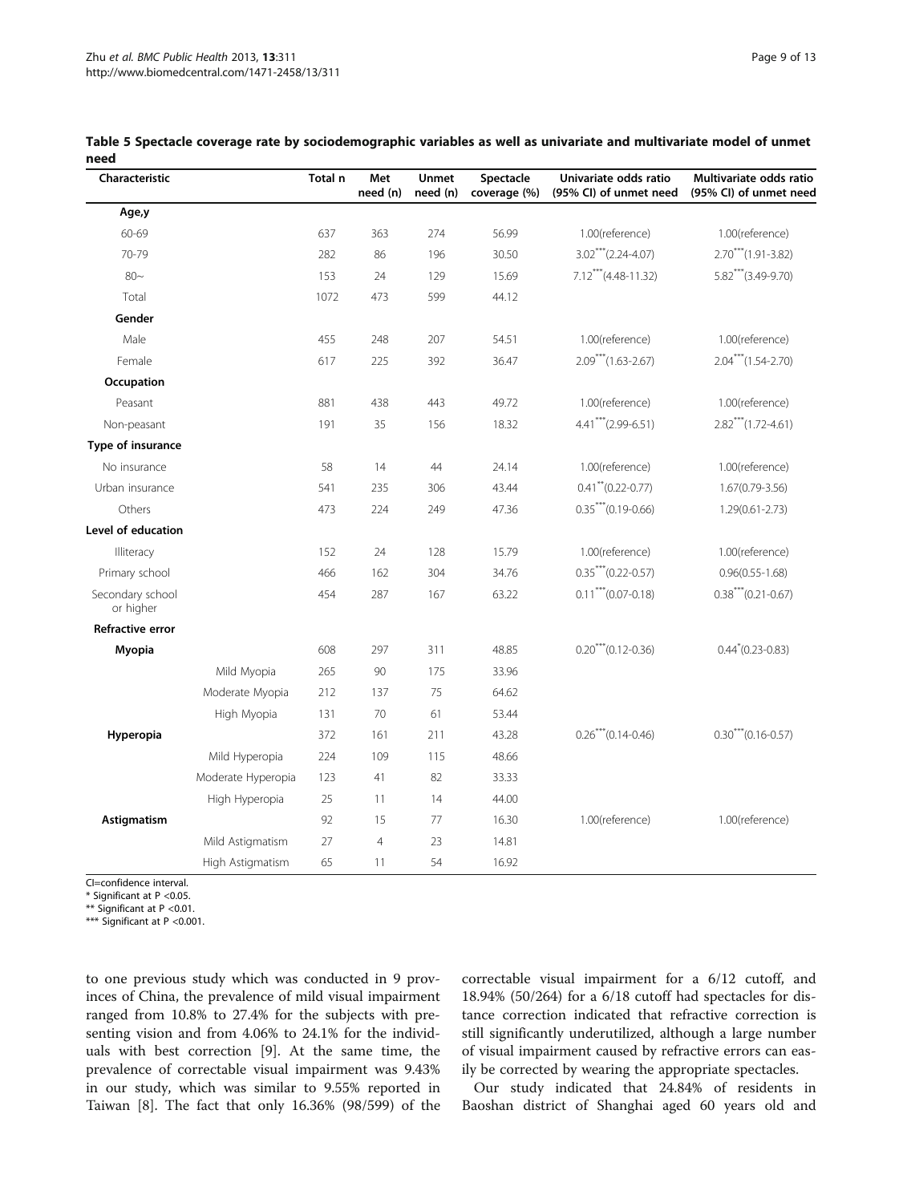**Table 5 Spectacle coverage rate by sociodemographic variables as well as univariate and multivariate model of unmet need**

| Characteristic | | Total n | Met need (n) | Unmet need (n) | Spectacle coverage (%) | Univariate odds ratio (95% CI) of unmet need | Multivariate odds ratio (95% CI) of unmet need |
|---|---|---|---|---|---|---|---|
| **Age,y** | | | | | | | |
| 60-69 | | 637 | 363 | 274 | 56.99 | 1.00(reference) | 1.00(reference) |
| 70-79 | | 282 | 86 | 196 | 30.50 | 3.02***(2.24-4.07) | 2.70***(1.91-3.82) |
| 80~ | | 153 | 24 | 129 | 15.69 | 7.12***(4.48-11.32) | 5.82***(3.49-9.70) |
| Total | | 1072 | 473 | 599 | 44.12 | | |
| **Gender** | | | | | | | |
| Male | | 455 | 248 | 207 | 54.51 | 1.00(reference) | 1.00(reference) |
| Female | | 617 | 225 | 392 | 36.47 | 2.09***(1.63-2.67) | 2.04***(1.54-2.70) |
| **Occupation** | | | | | | | |
| Peasant | | 881 | 438 | 443 | 49.72 | 1.00(reference) | 1.00(reference) |
| Non-peasant | | 191 | 35 | 156 | 18.32 | 4.41***(2.99-6.51) | 2.82***(1.72-4.61) |
| **Type of insurance** | | | | | | | |
| No insurance | | 58 | 14 | 44 | 24.14 | 1.00(reference) | 1.00(reference) |
| Urban insurance | | 541 | 235 | 306 | 43.44 | 0.41**(0.22-0.77) | 1.67(0.79-3.56) |
| Others | | 473 | 224 | 249 | 47.36 | 0.35***(0.19-0.66) | 1.29(0.61-2.73) |
| **Level of education** | | | | | | | |
| Illiteracy | | 152 | 24 | 128 | 15.79 | 1.00(reference) | 1.00(reference) |
| Primary school | | 466 | 162 | 304 | 34.76 | 0.35***(0.22-0.57) | 0.96(0.55-1.68) |
| Secondary school or higher | | 454 | 287 | 167 | 63.22 | 0.11***(0.07-0.18) | 0.38***(0.21-0.67) |
| **Refractive error** | | | | | | | |
| **Myopia** | | 608 | 297 | 311 | 48.85 | 0.20***(0.12-0.36) | 0.44*(0.23-0.83) |
| | Mild Myopia | 265 | 90 | 175 | 33.96 | | |
| | Moderate Myopia | 212 | 137 | 75 | 64.62 | | |
| | High Myopia | 131 | 70 | 61 | 53.44 | | |
| **Hyperopia** | | 372 | 161 | 211 | 43.28 | 0.26***(0.14-0.46) | 0.30***(0.16-0.57) |
| | Mild Hyperopia | 224 | 109 | 115 | 48.66 | | |
| | Moderate Hyperopia | 123 | 41 | 82 | 33.33 | | |
| | High Hyperopia | 25 | 11 | 14 | 44.00 | | |
| **Astigmatism** | | 92 | 15 | 77 | 16.30 | 1.00(reference) | 1.00(reference) |
| | Mild Astigmatism | 27 | 4 | 23 | 14.81 | | |
| | High Astigmatism | 65 | 11 | 54 | 16.92 | | |

CI=confidence interval.
* Significant at P <0.05.
** Significant at P <0.01.
*** Significant at P <0.001.

to one previous study which was conducted in 9 provinces of China, the prevalence of mild visual impairment ranged from 10.8% to 27.4% for the subjects with presenting vision and from 4.06% to 24.1% for the individuals with best correction [9]. At the same time, the prevalence of correctable visual impairment was 9.43% in our study, which was similar to 9.55% reported in Taiwan [8]. The fact that only 16.36% (98/599) of the correctable visual impairment for a 6/12 cutoff, and 18.94% (50/264) for a 6/18 cutoff had spectacles for distance correction indicated that refractive correction is still significantly underutilized, although a large number of visual impairment caused by refractive errors can easily be corrected by wearing the appropriate spectacles.

Our study indicated that 24.84% of residents in Baoshan district of Shanghai aged 60 years old and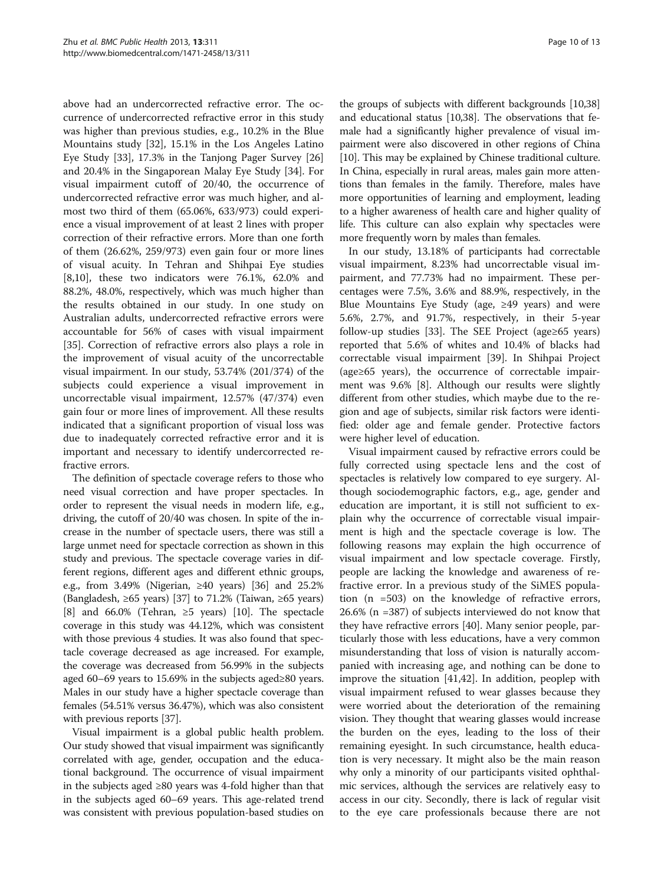above had an undercorrected refractive error. The occurrence of undercorrected refractive error in this study was higher than previous studies, e.g., 10.2% in the Blue Mountains study [32], 15.1% in the Los Angeles Latino Eye Study [33], 17.3% in the Tanjong Pager Survey [26] and 20.4% in the Singaporean Malay Eye Study [34]. For visual impairment cutoff of 20/40, the occurrence of undercorrected refractive error was much higher, and almost two third of them (65.06%, 633/973) could experience a visual improvement of at least 2 lines with proper correction of their refractive errors. More than one forth of them (26.62%, 259/973) even gain four or more lines of visual acuity. In Tehran and Shihpai Eye studies [8,10], these two indicators were 76.1%, 62.0% and 88.2%, 48.0%, respectively, which was much higher than the results obtained in our study. In one study on Australian adults, undercorrected refractive errors were accountable for 56% of cases with visual impairment [35]. Correction of refractive errors also plays a role in the improvement of visual acuity of the uncorrectable visual impairment. In our study, 53.74% (201/374) of the subjects could experience a visual improvement in uncorrectable visual impairment, 12.57% (47/374) even gain four or more lines of improvement. All these results indicated that a significant proportion of visual loss was due to inadequately corrected refractive error and it is important and necessary to identify undercorrected refractive errors.

The definition of spectacle coverage refers to those who need visual correction and have proper spectacles. In order to represent the visual needs in modern life, e.g., driving, the cutoff of 20/40 was chosen. In spite of the increase in the number of spectacle users, there was still a large unmet need for spectacle correction as shown in this study and previous. The spectacle coverage varies in different regions, different ages and different ethnic groups, e.g., from 3.49% (Nigerian, ≥40 years) [36] and 25.2% (Bangladesh, ≥65 years) [37] to 71.2% (Taiwan, ≥65 years) [8] and 66.0% (Tehran, ≥5 years) [10]. The spectacle coverage in this study was 44.12%, which was consistent with those previous 4 studies. It was also found that spectacle coverage decreased as age increased. For example, the coverage was decreased from 56.99% in the subjects aged 60–69 years to 15.69% in the subjects aged≥80 years. Males in our study have a higher spectacle coverage than females (54.51% versus 36.47%), which was also consistent with previous reports [37].

Visual impairment is a global public health problem. Our study showed that visual impairment was significantly correlated with age, gender, occupation and the educational background. The occurrence of visual impairment in the subjects aged ≥80 years was 4-fold higher than that in the subjects aged 60–69 years. This age-related trend was consistent with previous population-based studies on the groups of subjects with different backgrounds [10,38] and educational status [10,38]. The observations that female had a significantly higher prevalence of visual impairment were also discovered in other regions of China [10]. This may be explained by Chinese traditional culture. In China, especially in rural areas, males gain more attentions than females in the family. Therefore, males have more opportunities of learning and employment, leading to a higher awareness of health care and higher quality of life. This culture can also explain why spectacles were more frequently worn by males than females.

In our study, 13.18% of participants had correctable visual impairment, 8.23% had uncorrectable visual impairment, and 77.73% had no impairment. These percentages were 7.5%, 3.6% and 88.9%, respectively, in the Blue Mountains Eye Study (age, ≥49 years) and were 5.6%, 2.7%, and 91.7%, respectively, in their 5-year follow-up studies [33]. The SEE Project (age≥65 years) reported that 5.6% of whites and 10.4% of blacks had correctable visual impairment [39]. In Shihpai Project (age≥65 years), the occurrence of correctable impairment was 9.6% [8]. Although our results were slightly different from other studies, which maybe due to the region and age of subjects, similar risk factors were identified: older age and female gender. Protective factors were higher level of education.

Visual impairment caused by refractive errors could be fully corrected using spectacle lens and the cost of spectacles is relatively low compared to eye surgery. Although sociodemographic factors, e.g., age, gender and education are important, it is still not sufficient to explain why the occurrence of correctable visual impairment is high and the spectacle coverage is low. The following reasons may explain the high occurrence of visual impairment and low spectacle coverage. Firstly, people are lacking the knowledge and awareness of refractive error. In a previous study of the SiMES population (n =503) on the knowledge of refractive errors, 26.6% (n =387) of subjects interviewed do not know that they have refractive errors [40]. Many senior people, particularly those with less educations, have a very common misunderstanding that loss of vision is naturally accompanied with increasing age, and nothing can be done to improve the situation [41,42]. In addition, peoplep with visual impairment refused to wear glasses because they were worried about the deterioration of the remaining vision. They thought that wearing glasses would increase the burden on the eyes, leading to the loss of their remaining eyesight. In such circumstance, health education is very necessary. It might also be the main reason why only a minority of our participants visited ophthalmic services, although the services are relatively easy to access in our city. Secondly, there is lack of regular visit to the eye care professionals because there are not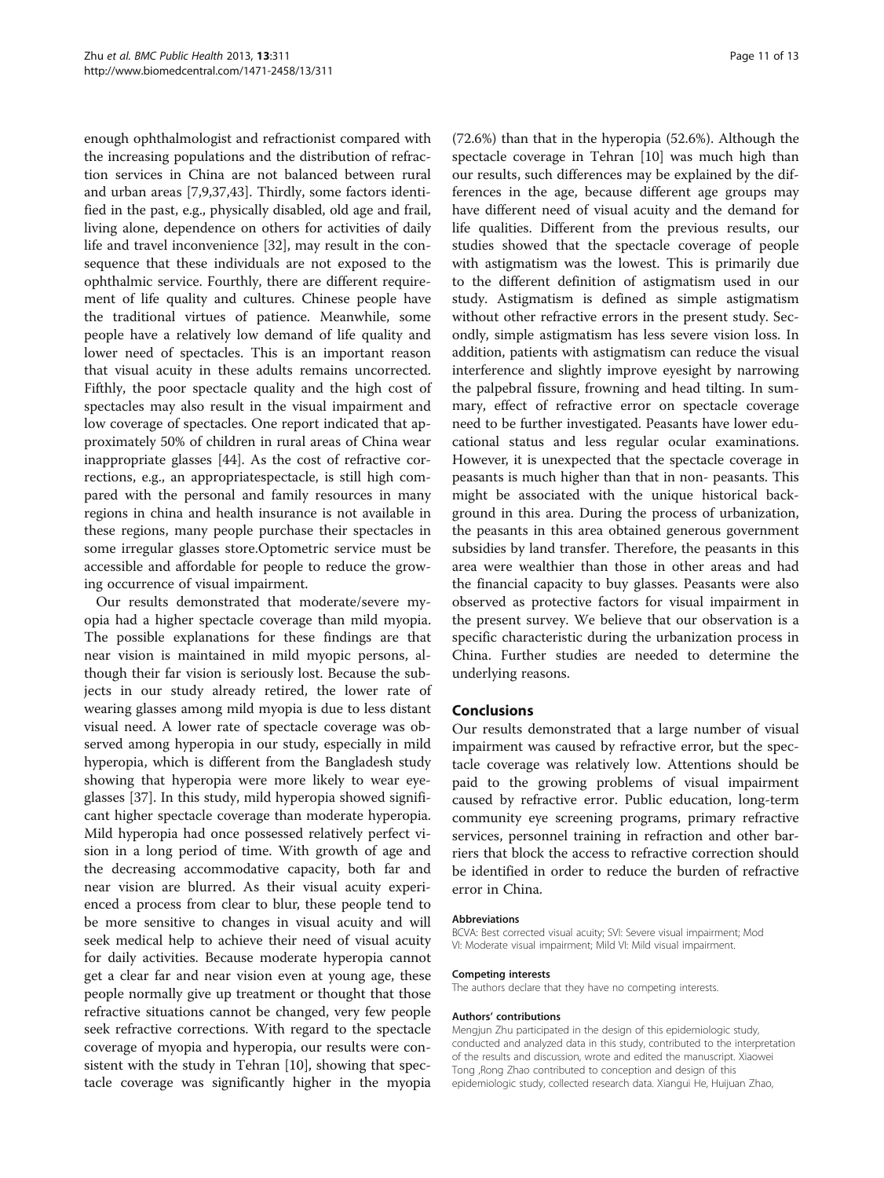enough ophthalmologist and refractionist compared with the increasing populations and the distribution of refraction services in China are not balanced between rural and urban areas [7,9,37,43]. Thirdly, some factors identified in the past, e.g., physically disabled, old age and frail, living alone, dependence on others for activities of daily life and travel inconvenience [32], may result in the consequence that these individuals are not exposed to the ophthalmic service. Fourthly, there are different requirement of life quality and cultures. Chinese people have the traditional virtues of patience. Meanwhile, some people have a relatively low demand of life quality and lower need of spectacles. This is an important reason that visual acuity in these adults remains uncorrected. Fifthly, the poor spectacle quality and the high cost of spectacles may also result in the visual impairment and low coverage of spectacles. One report indicated that approximately 50% of children in rural areas of China wear inappropriate glasses [44]. As the cost of refractive corrections, e.g., an appropriatespectacle, is still high compared with the personal and family resources in many regions in china and health insurance is not available in these regions, many people purchase their spectacles in some irregular glasses store.Optometric service must be accessible and affordable for people to reduce the growing occurrence of visual impairment.

Our results demonstrated that moderate/severe myopia had a higher spectacle coverage than mild myopia. The possible explanations for these findings are that near vision is maintained in mild myopic persons, although their far vision is seriously lost. Because the subjects in our study already retired, the lower rate of wearing glasses among mild myopia is due to less distant visual need. A lower rate of spectacle coverage was observed among hyperopia in our study, especially in mild hyperopia, which is different from the Bangladesh study showing that hyperopia were more likely to wear eyeglasses [37]. In this study, mild hyperopia showed significant higher spectacle coverage than moderate hyperopia. Mild hyperopia had once possessed relatively perfect vision in a long period of time. With growth of age and the decreasing accommodative capacity, both far and near vision are blurred. As their visual acuity experienced a process from clear to blur, these people tend to be more sensitive to changes in visual acuity and will seek medical help to achieve their need of visual acuity for daily activities. Because moderate hyperopia cannot get a clear far and near vision even at young age, these people normally give up treatment or thought that those refractive situations cannot be changed, very few people seek refractive corrections. With regard to the spectacle coverage of myopia and hyperopia, our results were consistent with the study in Tehran [10], showing that spectacle coverage was significantly higher in the myopia (72.6%) than that in the hyperopia (52.6%). Although the spectacle coverage in Tehran [10] was much high than our results, such differences may be explained by the differences in the age, because different age groups may have different need of visual acuity and the demand for life qualities. Different from the previous results, our studies showed that the spectacle coverage of people with astigmatism was the lowest. This is primarily due to the different definition of astigmatism used in our study. Astigmatism is defined as simple astigmatism without other refractive errors in the present study. Secondly, simple astigmatism has less severe vision loss. In addition, patients with astigmatism can reduce the visual interference and slightly improve eyesight by narrowing the palpebral fissure, frowning and head tilting. In summary, effect of refractive error on spectacle coverage need to be further investigated. Peasants have lower educational status and less regular ocular examinations. However, it is unexpected that the spectacle coverage in peasants is much higher than that in non- peasants. This might be associated with the unique historical background in this area. During the process of urbanization, the peasants in this area obtained generous government subsidies by land transfer. Therefore, the peasants in this area were wealthier than those in other areas and had the financial capacity to buy glasses. Peasants were also observed as protective factors for visual impairment in the present survey. We believe that our observation is a specific characteristic during the urbanization process in China. Further studies are needed to determine the underlying reasons.

## Conclusions

Our results demonstrated that a large number of visual impairment was caused by refractive error, but the spectacle coverage was relatively low. Attentions should be paid to the growing problems of visual impairment caused by refractive error. Public education, long-term community eye screening programs, primary refractive services, personnel training in refraction and other barriers that block the access to refractive correction should be identified in order to reduce the burden of refractive error in China.

#### Abbreviations

BCVA: Best corrected visual acuity; SVI: Severe visual impairment; Mod VI: Moderate visual impairment; Mild VI: Mild visual impairment.

#### Competing interests

The authors declare that they have no competing interests.

#### Authors' contributions

Mengjun Zhu participated in the design of this epidemiologic study, conducted and analyzed data in this study, contributed to the interpretation of the results and discussion, wrote and edited the manuscript. Xiaowei Tong ,Rong Zhao contributed to conception and design of this epidemiologic study, collected research data. Xiangui He, Huijuan Zhao,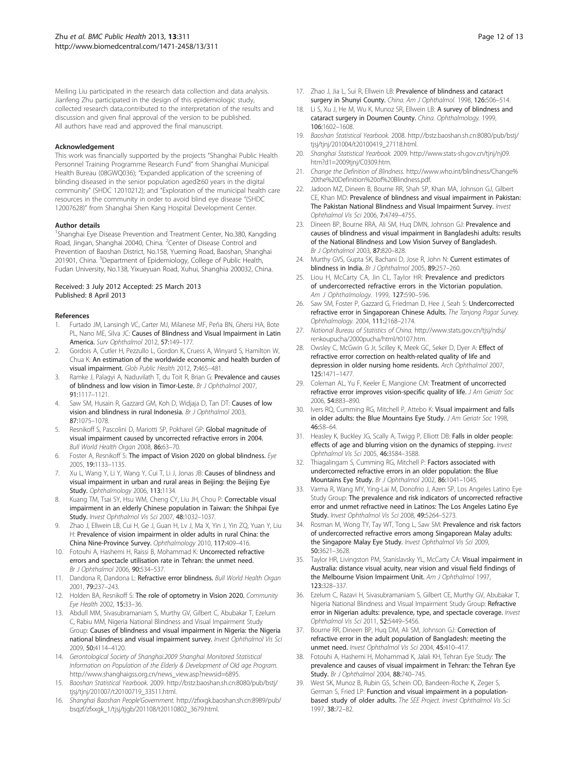Meiling Liu participated in the research data collection and data analysis. Jianfeng Zhu participated in the design of this epidemiologic study, collected research data,contributed to the interpretation of the results and discussion and given final approval of the version to be published. All authors have read and approved the final manuscript.

#### Acknowledgement

This work was financially supported by the projects "Shanghai Public Health Personnel Training Programme Research Fund" from Shanghai Municipal Health Bureau (08GWQ036); "Expanded application of the screening of blinding diseased in the senior population aged≥60 years in the digital community" (SHDC 12010212); and "Exploration of the municipal health care resources in the community in order to avoid blind eye disease "(SHDC 12007628)" from Shanghai Shen Kang Hospital Development Center.

#### Author details

[1]Shanghai Eye Disease Prevention and Treatment Center, No.380, Kangding Road, Jingan, Shanghai 20040, China. [2]Center of Disease Control and Prevention of Baoshan District, No.158, Yueming Road, Baoshan, Shanghai 201901, China. [3]Department of Epidemiology, College of Public Health, Fudan University, No.138, Yixueyuan Road, Xuhui, Shanghia 200032, China.

Received: 3 July 2012 Accepted: 25 March 2013
Published: 8 April 2013

#### References

1. Furtado JM, Lansingh VC, Carter MJ, Milanese MF, Peña BN, Ghersi HA, Bote PL, Nano ME, Silva JC: **Causes of Blindness and Visual Impairment in Latin America.** *Surv Ophthalmol* 2012, **57:**149–177.
2. Gordois A, Cutler H, Pezzullo L, Gordon K, Cruess A, Winyard S, Hamilton W, Chua K: **An estimation of the worldwide economic and health burden of visual impairment.** *Glob Public Health* 2012, **7:**465–481.
3. Ramke J, Palagyi A, Naduvilath T, du Toit R, Brian G: **Prevalence and causes of blindness and low vision in Timor-Leste.** *Br J Ophthalmol* 2007, **91:**1117–1121.
4. Saw SM, Husain R, Gazzard GM, Koh D, Widjaja D, Tan DT: **Causes of low vision and blindness in rural Indonesia.** *Br J Ophthalmol* 2003, **87:**1075–1078.
5. Resnikoff S, Pascolini D, Mariotti SP, Pokharel GP: **Global magnitude of visual impairment caused by uncorrected refractive errors in 2004.** *Bull World Health Organ* 2008, **86:**63–70.
6. Foster A, Resnikoff S: **The impact of Vision 2020 on global blindness.** *Eye* 2005, **19:**1133–1135.
7. Xu L, Wang Y, Li Y, Wang Y, Cui T, Li J, Jonas JB: **Causes of blindness and visual impairment in urban and rural areas in Beijing: the Beijing Eye Study.** *Ophthalmology* 2006, **113:**1134.
8. Kuang TM, Tsai SY, Hsu WM, Cheng CY, Liu JH, Chou P: **Correctable visual impairment in an elderly Chinese population in Taiwan: the Shihpai Eye Study.** *Invest Ophthalmol Vis Sci* 2007, **48:**1032–1037.
9. Zhao J, Ellwein LB, Cui H, Ge J, Guan H, Lv J, Ma X, Yin J, Yin ZQ, Yuan Y, Liu H: **Prevalence of vision impairment in older adults in rural China: the China Nine-Province Survey.** *Ophthalmology* 2010, **117:**409–416.
10. Fotouhi A, Hashemi H, Raissi B, Mohammad K: **Uncorrected refractive errors and spectacle utilisation rate in Tehran: the unmet need.** *Br J Ophthalmol* 2006, **90:**534–537.
11. Dandona R, Dandona L: **Refractive error blindness.** *Bull World Health Organ* 2001, **79:**237–243.
12. Holden BA, Resnikoff S: **The role of optometry in Vision 2020.** *Community Eye Health* 2002, **15:**33–36.
13. Abdull MM, Sivasubramaniam S, Murthy GV, Gilbert C, Abubakar T, Ezelum C, Rabiu MM, Nigeria National Blindness and Visual Impairment Study Group: **Causes of blindness and visual impairment in Nigeria: the Nigeria national blindness and visual impairment survey.** *Invest Ophthalmol Vis Sci* 2009, **50:**4114–4120.
14. *Gerontological Society of Shanghai.2009 Shanghai Monitored Statistical Information on Population of the Elderly & Development of Old age Program.* http://www.shanghaigss.org.cn/news_view.asp?newsid=6895.
15. *Baoshan Statistical Yearbook.* 2009. http://bstz.baoshan.sh.cn:8080/pub/bstj/tjsj/tjnj/201007/t20100719_33511.html.
16. *Shanghai Baoshan People'Government.* http://zfxxgk.baoshan.sh.cn:8989/pub/bsqzf/zfxxgk_1/tjsj/tjgb/201108/t20110802_3679.html.
17. Zhao J, Jia L, Sui R, Ellwein LB: **Prevalence of blindness and cataract surgery in Shunyi County.** *China. Am J Ophthalmol.* 1998, **126:**506–514.
18. Li S, Xu J, He M, Wu K, Munoz SR, Ellwein LB: **A survey of blindness and cataract surgery in Doumen County.** *China. Ophthalmology.* 1999, **106:**1602–1608.
19. *Baoshan Statistical Yearbook.* 2008. http://bstz.baoshan.sh.cn:8080/pub/bstj/tjsj/tjnj/201004/t20100419_27118.html.
20. *Shanghai Statistical Yearbook.* 2009. http://www.stats-sh.gov.cn/tjnj/nj09.htm?d1=2009tjnj/C0309.htm.
21. *Change the Definition of Blindness.* http://www.who.int/blindness/Change%20the%20Definition%20of%20Blindness.pdf.
22. Jadoon MZ, Dineen B, Bourne RR, Shah SP, Khan MA, Johnson GJ, Gilbert CE, Khan MD: **Prevalence of blindness and visual impairment in Pakistan: The Pakistan National Blindness and Visual Impairment Survey.** *Invest Ophthalmol Vis Sci* 2006, **7:**4749–4755.
23. Dineen BP, Bourne RRA, Ali SM, Huq DMN, Johnson GJ: **Prevalence and causes of blindness and visual impairment in Bangladeshi adults: results of the National Blindness and Low Vision Survey of Bangladesh.** *Br J Ophthalmol* 2003, **87:**820–828.
24. Murthy GVS, Gupta SK, Bachani D, Jose R, John N: **Current estimates of blindness in India.** *Br J Ophthalmol* 2005, **89:**257–260.
25. Liou H, McCarty CA, Jin CL, Taylor HR: **Prevalence and predictors of undercorrected refractive errors in the Victorian population.** *Am J Ophthalmology.* 1999, **127:**590–596.
26. Saw SM, Foster P, Gazzard G, Friedman D, Hee J, Seah S: **Undercorrected refractive error in Singaporean Chinese Adults.** *The Tanjong Pagar Survey. Ophthalmology.* 2004, **111:**2168–2174.
27. *National Bureau of Statistics of China.* http://www.stats.gov.cn/tjsj/ndsj/renkoupucha/2000pucha/html/t0107.htm.
28. Owsley C, McGwin G Jr, Scilley K, Meek GC, Seker D, Dyer A: **Effect of refractive error correction on health-related quality of life and depression in older nursing home residents.** *Arch Ophthalmol* 2007, **125:**1471–1477.
29. Coleman AL, Yu F, Keeler E, Mangione CM: **Treatment of uncorrected refractive error improves vision-specific quality of life.** *J Am Geriatr Soc* 2006, **54:**883–890.
30. Ivers RQ, Cumming RG, Mitchell P, Attebo K: **Visual impairment and falls in older adults: the Blue Mountains Eye Study.** *J Am Geriatr Soc* 1998, **46:**58–64.
31. Heasley K, Buckley JG, Scally A, Twigg P, Elliott DB: **Falls in older people: effects of age and blurring vision on the dynamics of stepping.** *Invest Ophthalmol Vis Sci* 2005, **46:**3584–3588.
32. Thiagalingam S, Cumming RG, Mitchell P: **Factors associated with undercorrected refractive errors in an older population: the Blue Mountains Eye Study.** *Br J Ophthalmol* 2002, **86:**1041–1045.
33. Varma R, Wang MY, Ying-Lai M, Donofrio J, Azen SP, Los Angeles Latino Eye Study Group: **The prevalence and risk indicators of uncorrected refractive error and unmet refractive need in Latinos: The Los Angeles Latino Eye Study.** *Invest Ophthalmol Vis Sci* 2008, **49:**5264–5273.
34. Rosman M, Wong TY, Tay WT, Tong L, Saw SM: **Prevalence and risk factors of undercorrected refractive errors among Singaporean Malay adults: the Singapore Malay Eye Study.** *Invest Ophthalmol Vis Sci* 2009, **50:**3621–3628.
35. Taylor HR, Livingston PM, Stanislavsky YL, McCarty CA: **Visual impairment in Australia: distance visual acuity, near vision and visual field findings of the Melbourne Vision Impairment Unit.** *Am J Ophthalmol* 1997, **123:**328–337.
36. Ezelum C, Razavi H, Sivasubramaniam S, Gilbert CE, Murthy GV, Abubakar T, Nigeria National Blindness and Visual Impairment Study Group: **Refractive error in Nigerian adults: prevalence, type, and spectacle coverage.** *Invest Ophthalmol Vis Sci* 2011, **52:**5449–5456.
37. Bourne RR, Dineen BP, Huq DM, Ali SM, Johnson GJ: **Correction of refractive error in the adult population of Bangladesh: meeting the unmet need.** *Invest Ophthalmol Vis Sci* 2004, **45:**410–417.
38. Fotouhi A, Hashemi H, Mohammad K, Jalali KH, Tehran Eye Study: **The prevalence and causes of visual impairment in Tehran: the Tehran Eye Study.** *Br J Ophthalmol* 2004, **88:**740–745.
39. West SK, Munoz B, Rubin GS, Schein OD, Bandeen-Roche K, Zeger S, German S, Fried LP: **Function and visual impairment in a population-based study of older adults.** *The SEE Project. Invest Ophthalmol Vis Sci* 1997, **38:**72–82.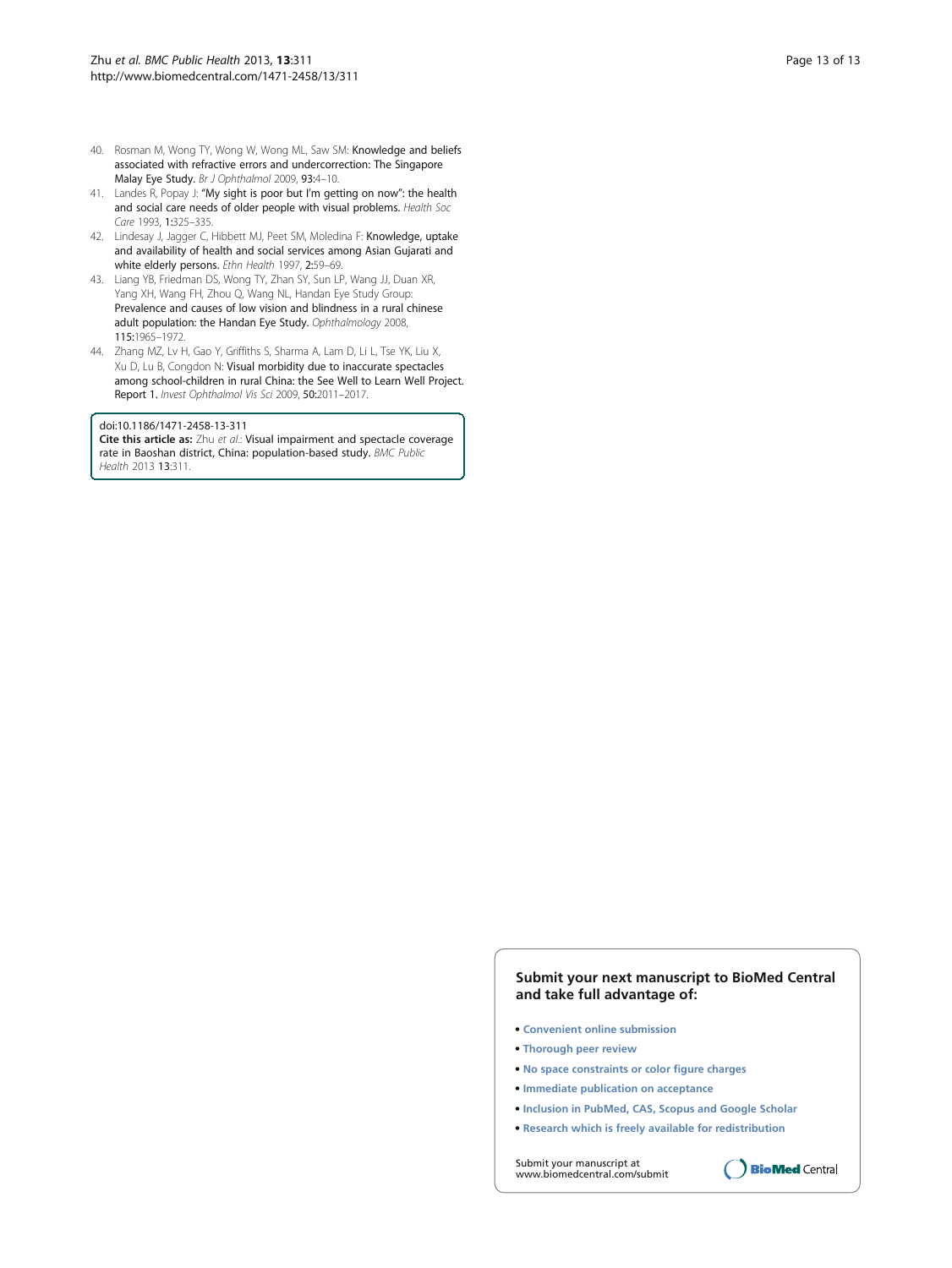40. Rosman M, Wong TY, Wong W, Wong ML, Saw SM: **Knowledge and beliefs associated with refractive errors and undercorrection: The Singapore Malay Eye Study.** *Br J Ophthalmol* 2009, **93**:4–10.
41. Landes R, Popay J: **"My sight is poor but I'm getting on now": the health and social care needs of older people with visual problems.** *Health Soc Care* 1993, **1**:325–335.
42. Lindesay J, Jagger C, Hibbett MJ, Peet SM, Moledina F: **Knowledge, uptake and availability of health and social services among Asian Gujarati and white elderly persons.** *Ethn Health* 1997, **2**:59–69.
43. Liang YB, Friedman DS, Wong TY, Zhan SY, Sun LP, Wang JJ, Duan XR, Yang XH, Wang FH, Zhou Q, Wang NL, Handan Eye Study Group: **Prevalence and causes of low vision and blindness in a rural chinese adult population: the Handan Eye Study.** *Ophthalmology* 2008, **115**:1965–1972.
44. Zhang MZ, Lv H, Gao Y, Griffiths S, Sharma A, Lam D, Li L, Tse YK, Liu X, Xu D, Lu B, Congdon N: **Visual morbidity due to inaccurate spectacles among school-children in rural China: the See Well to Learn Well Project. Report 1.** *Invest Ophthalmol Vis Sci* 2009, **50**:2011–2017.

doi:10.1186/1471-2458-13-311
**Cite this article as:** Zhu *et al.*: Visual impairment and spectacle coverage rate in Baoshan district, China: population-based study. *BMC Public Health* 2013 **13**:311.

**Submit your next manuscript to BioMed Central and take full advantage of:**

- **Convenient online submission**
- **Thorough peer review**
- **No space constraints or color figure charges**
- **Immediate publication on acceptance**
- **Inclusion in PubMed, CAS, Scopus and Google Scholar**
- **Research which is freely available for redistribution**

Submit your manuscript at
www.biomedcentral.com/submit

BioMed Central